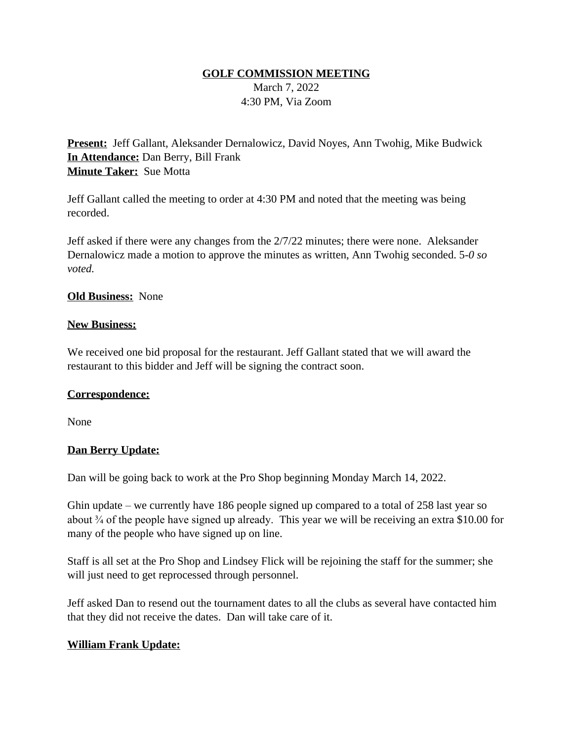**GOLF COMMISSION MEETING**

March 7, 2022
4:30 PM, Via Zoom

**Present:** Jeff Gallant, Aleksander Dernalowicz, David Noyes, Ann Twohig, Mike Budwick
**In Attendance:** Dan Berry, Bill Frank
**Minute Taker:** Sue Motta

Jeff Gallant called the meeting to order at 4:30 PM and noted that the meeting was being recorded.

Jeff asked if there were any changes from the 2/7/22 minutes; there were none. Aleksander Dernalowicz made a motion to approve the minutes as written, Ann Twohig seconded. 5-*0 so voted.*

**Old Business:** None

**New Business:**

We received one bid proposal for the restaurant. Jeff Gallant stated that we will award the restaurant to this bidder and Jeff will be signing the contract soon.

**Correspondence:**

None

**Dan Berry Update:**

Dan will be going back to work at the Pro Shop beginning Monday March 14, 2022.

Ghin update – we currently have 186 people signed up compared to a total of 258 last year so about ¾ of the people have signed up already. This year we will be receiving an extra $10.00 for many of the people who have signed up on line.

Staff is all set at the Pro Shop and Lindsey Flick will be rejoining the staff for the summer; she will just need to get reprocessed through personnel.

Jeff asked Dan to resend out the tournament dates to all the clubs as several have contacted him that they did not receive the dates. Dan will take care of it.

**William Frank Update:**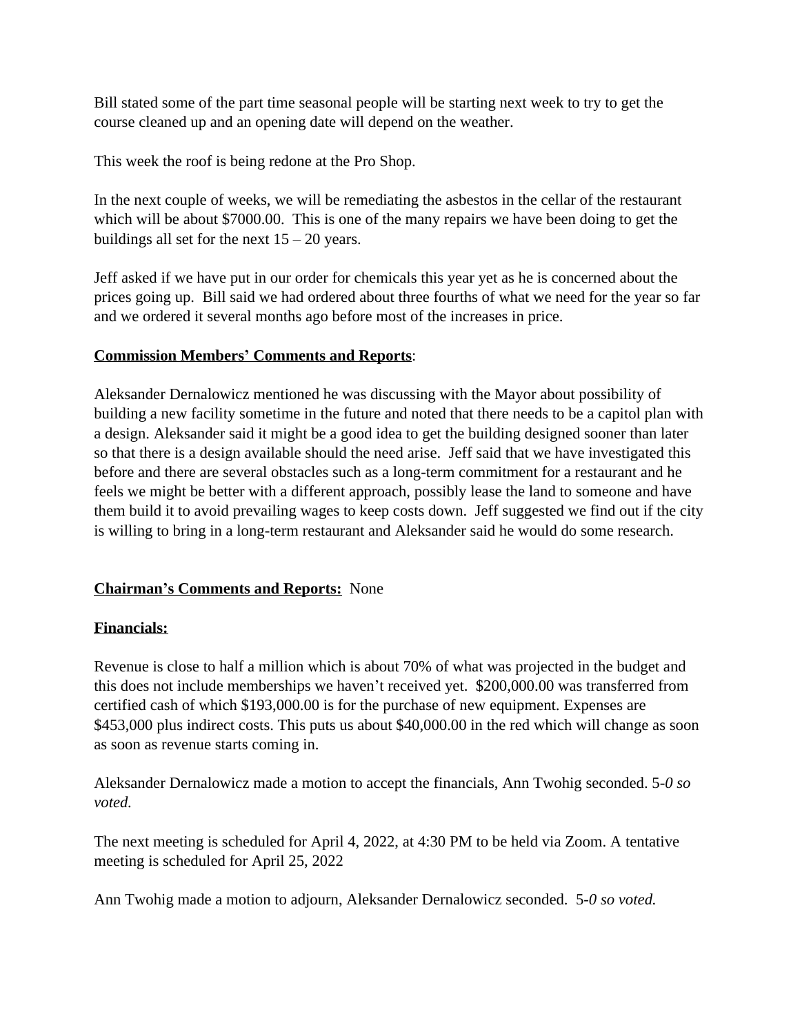Bill stated some of the part time seasonal people will be starting next week to try to get the course cleaned up and an opening date will depend on the weather.

This week the roof is being redone at the Pro Shop.

In the next couple of weeks, we will be remediating the asbestos in the cellar of the restaurant which will be about $7000.00. This is one of the many repairs we have been doing to get the buildings all set for the next 15 – 20 years.

Jeff asked if we have put in our order for chemicals this year yet as he is concerned about the prices going up. Bill said we had ordered about three fourths of what we need for the year so far and we ordered it several months ago before most of the increases in price.

**Commission Members' Comments and Reports**:

Aleksander Dernalowicz mentioned he was discussing with the Mayor about possibility of building a new facility sometime in the future and noted that there needs to be a capitol plan with a design. Aleksander said it might be a good idea to get the building designed sooner than later so that there is a design available should the need arise. Jeff said that we have investigated this before and there are several obstacles such as a long-term commitment for a restaurant and he feels we might be better with a different approach, possibly lease the land to someone and have them build it to avoid prevailing wages to keep costs down. Jeff suggested we find out if the city is willing to bring in a long-term restaurant and Aleksander said he would do some research.

**Chairman's Comments and Reports:** None

**Financials:**

Revenue is close to half a million which is about 70% of what was projected in the budget and this does not include memberships we haven't received yet. $200,000.00 was transferred from certified cash of which $193,000.00 is for the purchase of new equipment. Expenses are $453,000 plus indirect costs. This puts us about $40,000.00 in the red which will change as soon as soon as revenue starts coming in.

Aleksander Dernalowicz made a motion to accept the financials, Ann Twohig seconded. 5-*0 so voted.*

The next meeting is scheduled for April 4, 2022, at 4:30 PM to be held via Zoom. A tentative meeting is scheduled for April 25, 2022

Ann Twohig made a motion to adjourn, Aleksander Dernalowicz seconded. 5-*0 so voted.*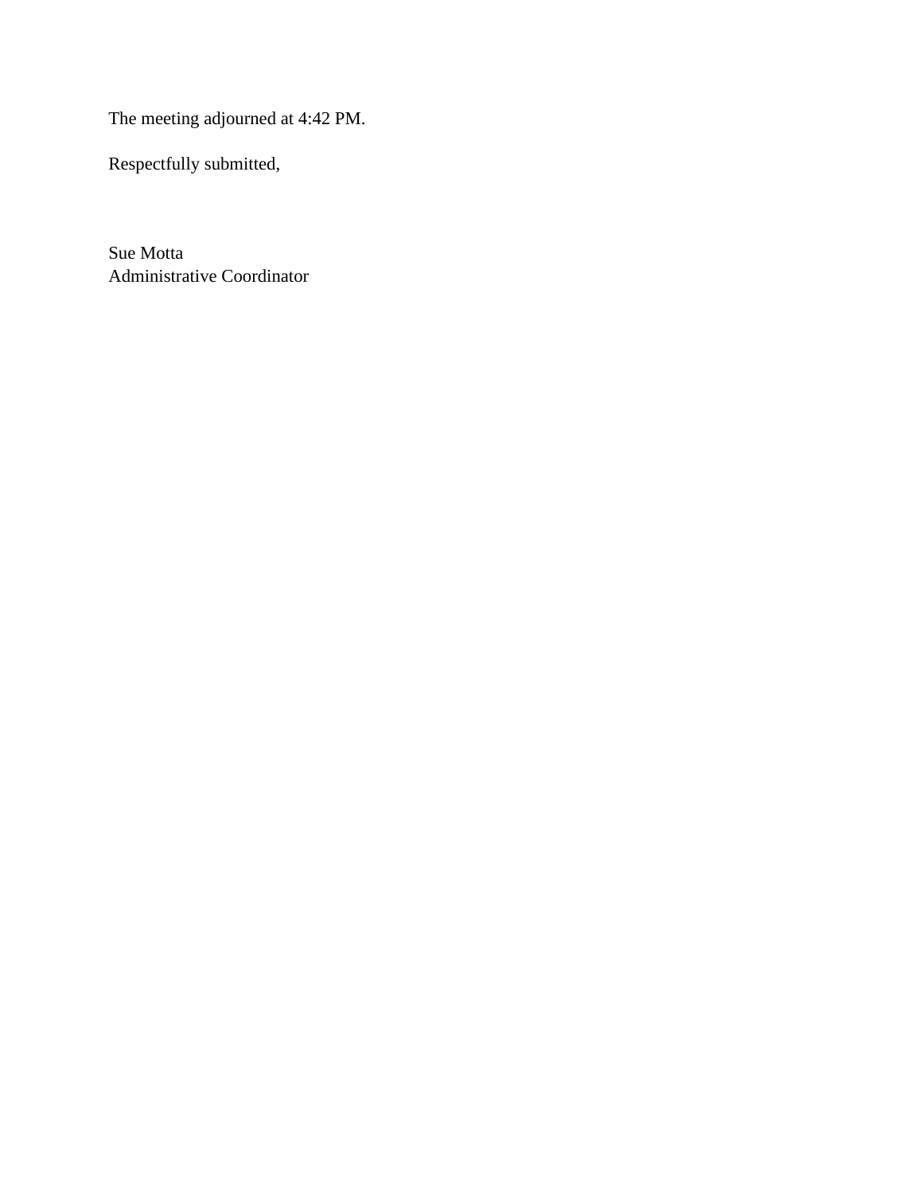The meeting adjourned at 4:42 PM.

Respectfully submitted,

Sue Motta  
Administrative Coordinator